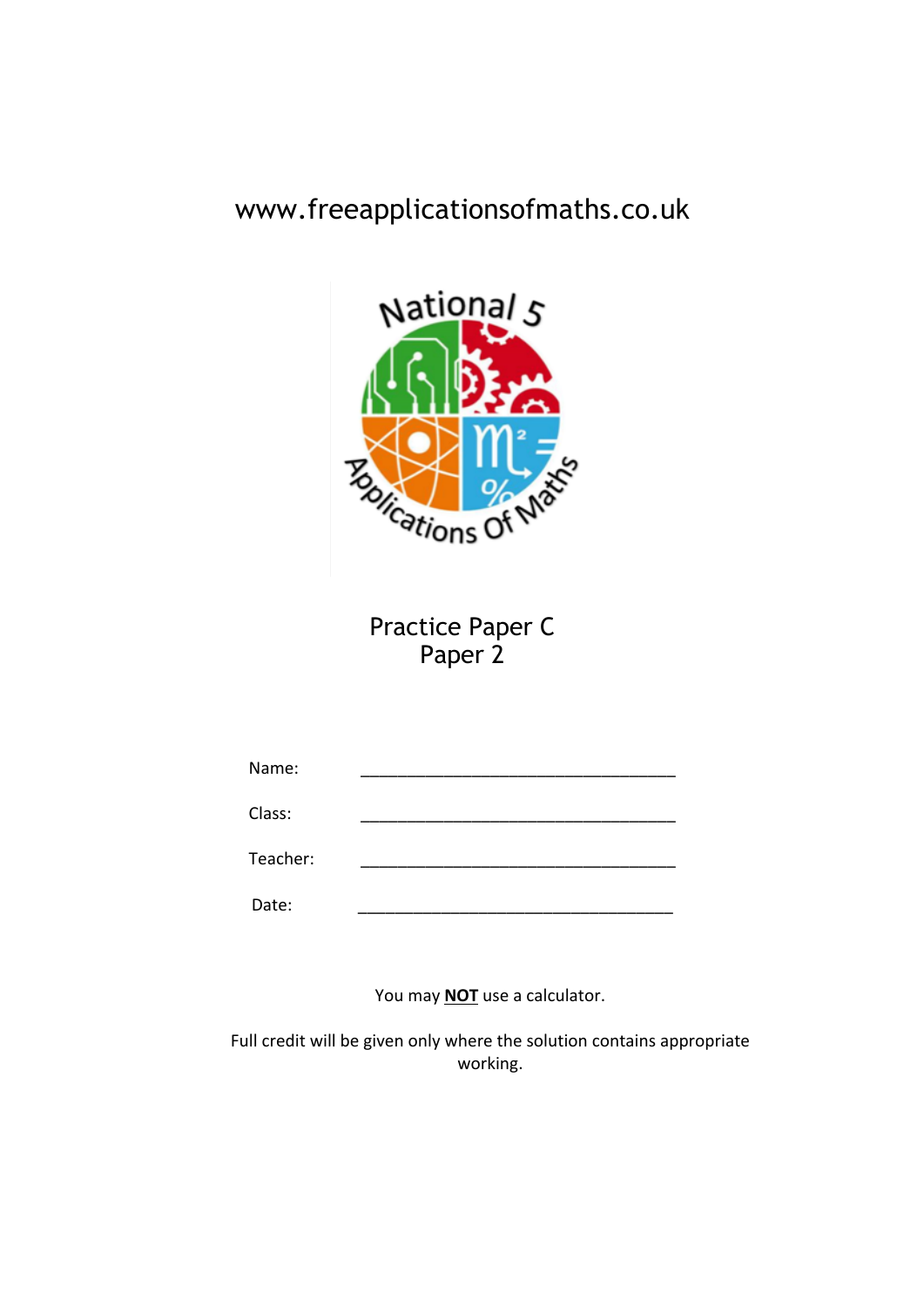www.freeapplicationsofmaths.co.uk

National 5 Applications Of Maths

# Practice Paper C
## Paper 2

Name: ___________________________________

Class: ___________________________________

Teacher: ___________________________________

Date: ___________________________________

You may **NOT** use a calculator.

Full credit will be given only where the solution contains appropriate working.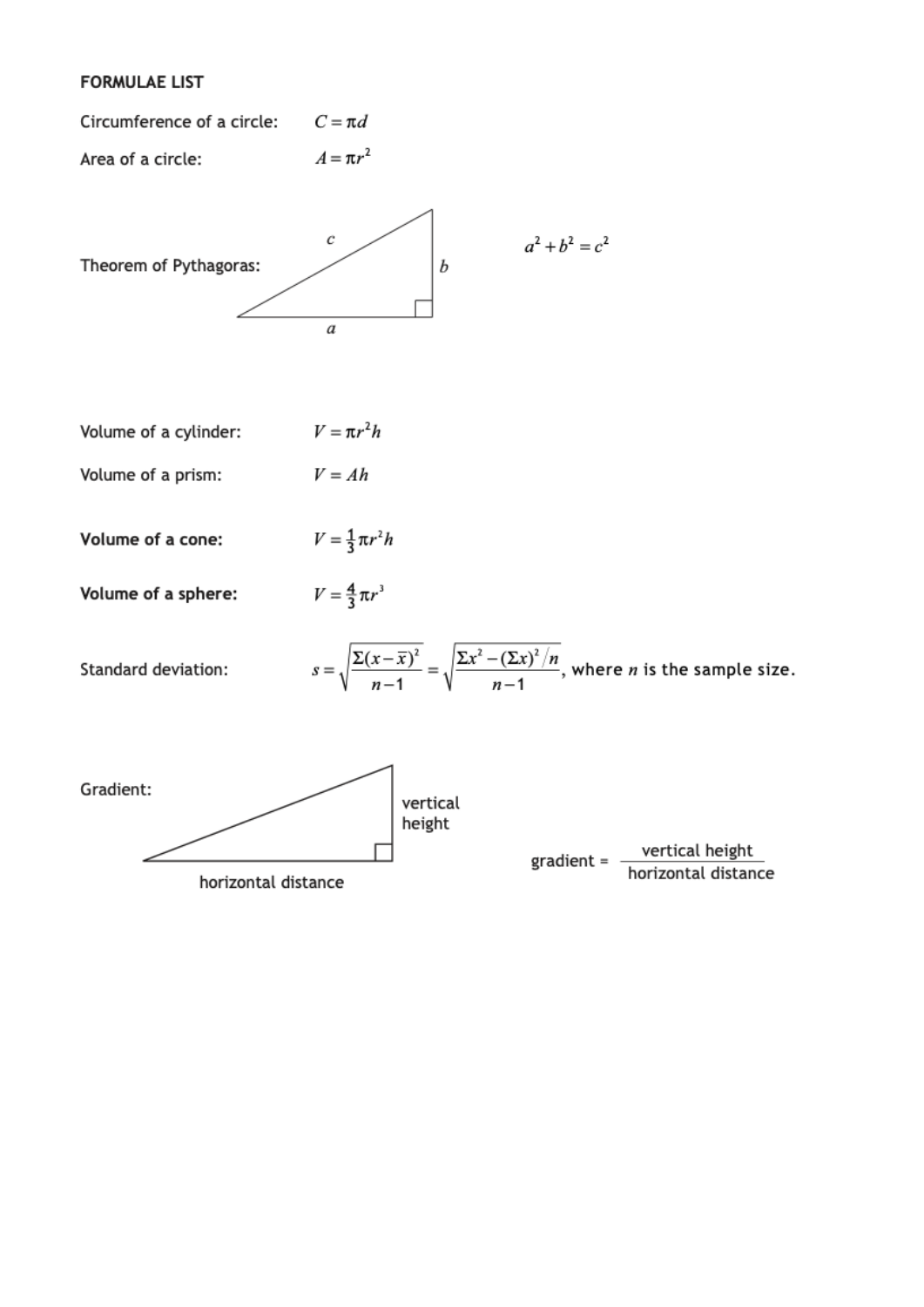**FORMULAE LIST**

Circumference of a circle: $C = \pi d$

Area of a circle: $A = \pi r^2$

Theorem of Pythagoras: $a^2 + b^2 = c^2$

Volume of a cylinder: $V = \pi r^2 h$

Volume of a prism: $V = Ah$

**Volume of a cone:** $V = \frac{1}{3}\pi r^2 h$

**Volume of a sphere:** $V = \frac{4}{3}\pi r^3$

Standard deviation: $s = \sqrt{\dfrac{\Sigma(x-\bar{x})^2}{n-1}} = \sqrt{\dfrac{\Sigma x^2 - (\Sigma x)^2/n}{n-1}}$, where $n$ is the sample size.

Gradient:

$$\text{gradient} = \frac{\text{vertical height}}{\text{horizontal distance}}$$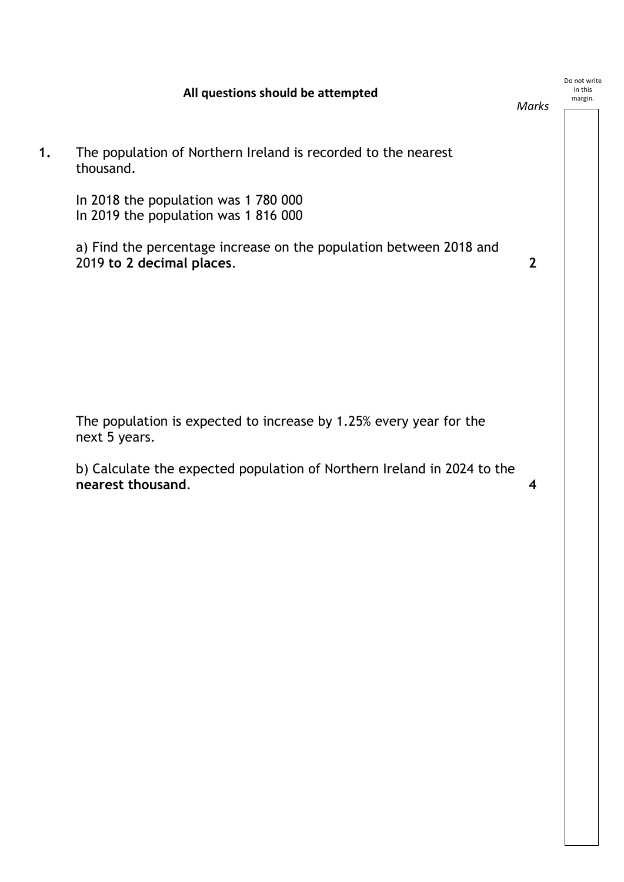**All questions should be attempted**

*Marks*

**1.** The population of Northern Ireland is recorded to the nearest thousand.

In 2018 the population was 1 780 000
In 2019 the population was 1 816 000

a) Find the percentage increase on the population between 2018 and 2019 **to 2 decimal places**. **2**

The population is expected to increase by 1.25% every year for the next 5 years.

b) Calculate the expected population of Northern Ireland in 2024 to the **nearest thousand**. **4**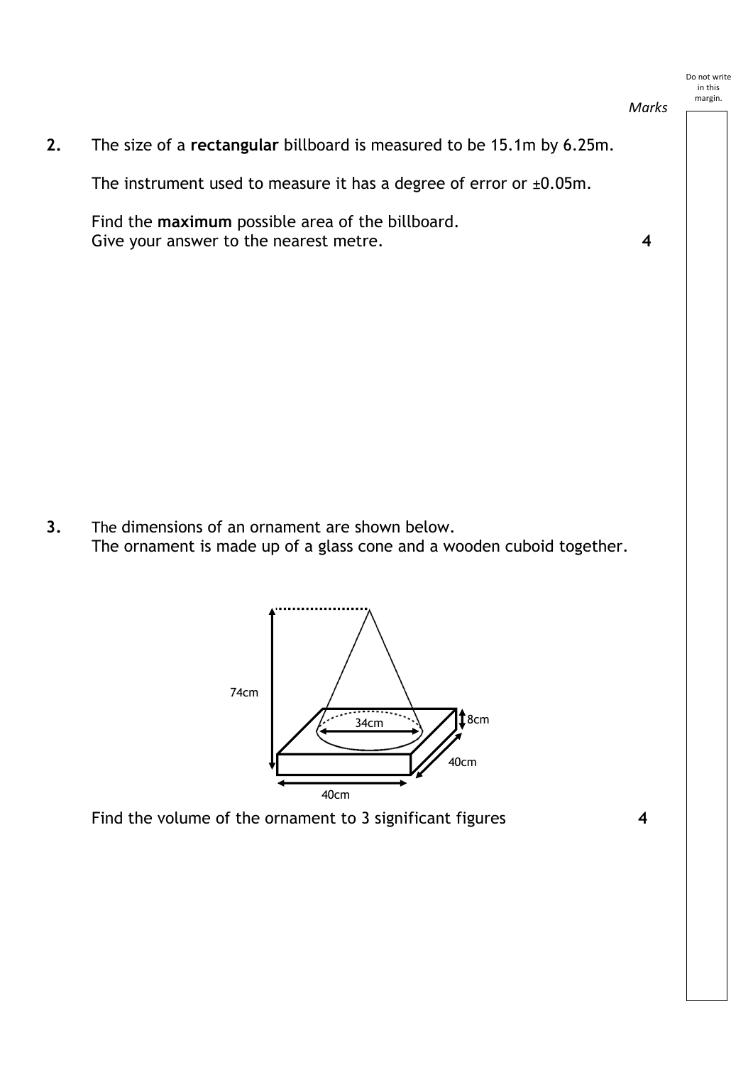*Marks*

**2.** The size of a **rectangular** billboard is measured to be 15.1m by 6.25m.

The instrument used to measure it has a degree of error or ±0.05m.

Find the **maximum** possible area of the billboard.
Give your answer to the nearest metre. **4**

**3.** The dimensions of an ornament are shown below.
The ornament is made up of a glass cone and a wooden cuboid together.

74cm

34cm

8cm

40cm

40cm

Find the volume of the ornament to 3 significant figures **4**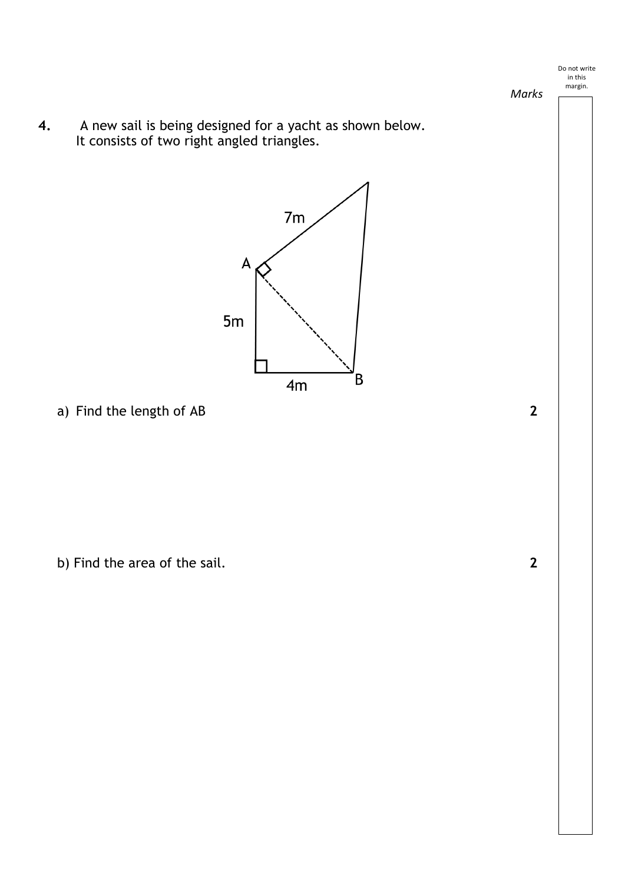*Marks*

**4.** A new sail is being designed for a yacht as shown below.
It consists of two right angled triangles.

7m

A

5m

4m

B

a) Find the length of AB **2**

b) Find the area of the sail. **2**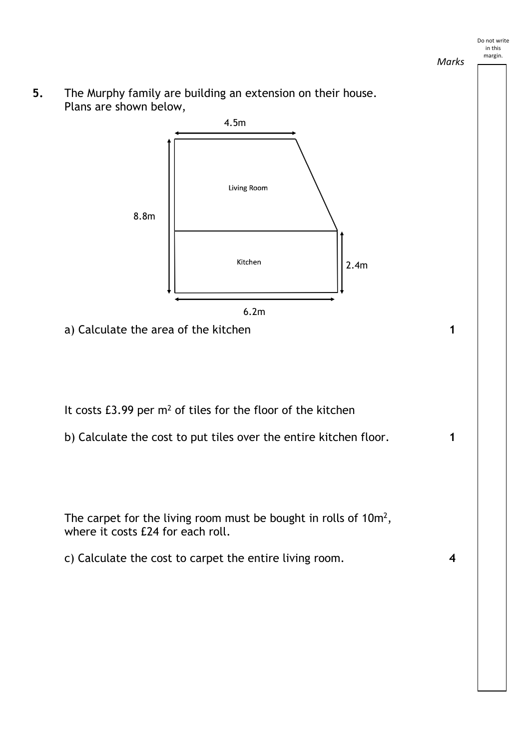**5.** The Murphy family are building an extension on their house.
Plans are shown below,

4.5m

Living Room

8.8m

Kitchen

2.4m

6.2m

a) Calculate the area of the kitchen **1**

It costs £3.99 per $m^2$ of tiles for the floor of the kitchen

b) Calculate the cost to put tiles over the entire kitchen floor. **1**

The carpet for the living room must be bought in rolls of $10m^2$, where it costs £24 for each roll.

c) Calculate the cost to carpet the entire living room. **4**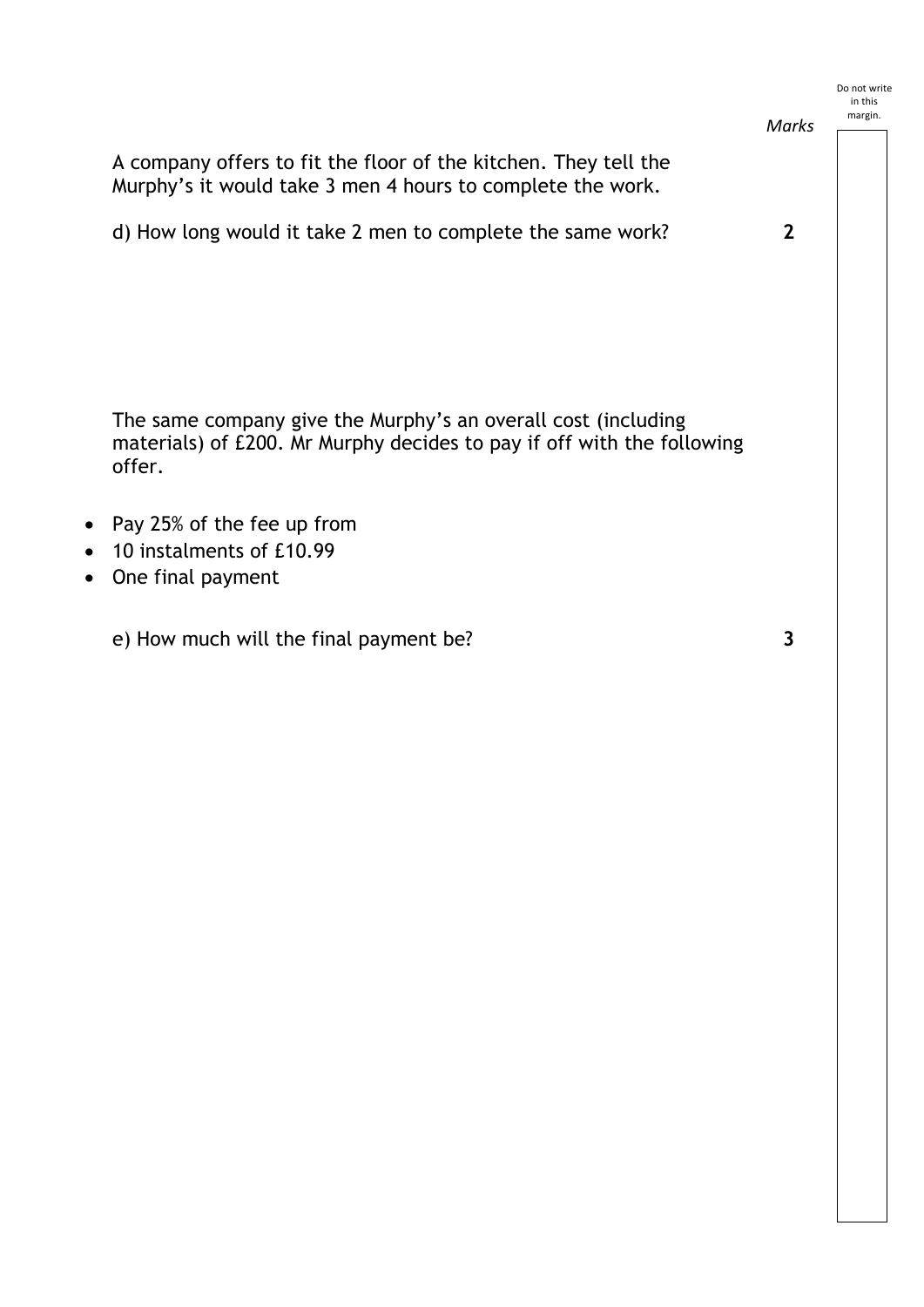*Marks*

A company offers to fit the floor of the kitchen. They tell the Murphy's it would take 3 men 4 hours to complete the work.

d) How long would it take 2 men to complete the same work? **2**

The same company give the Murphy's an overall cost (including materials) of £200. Mr Murphy decides to pay if off with the following offer.

- Pay 25% of the fee up from
- 10 instalments of £10.99
- One final payment

e) How much will the final payment be? **3**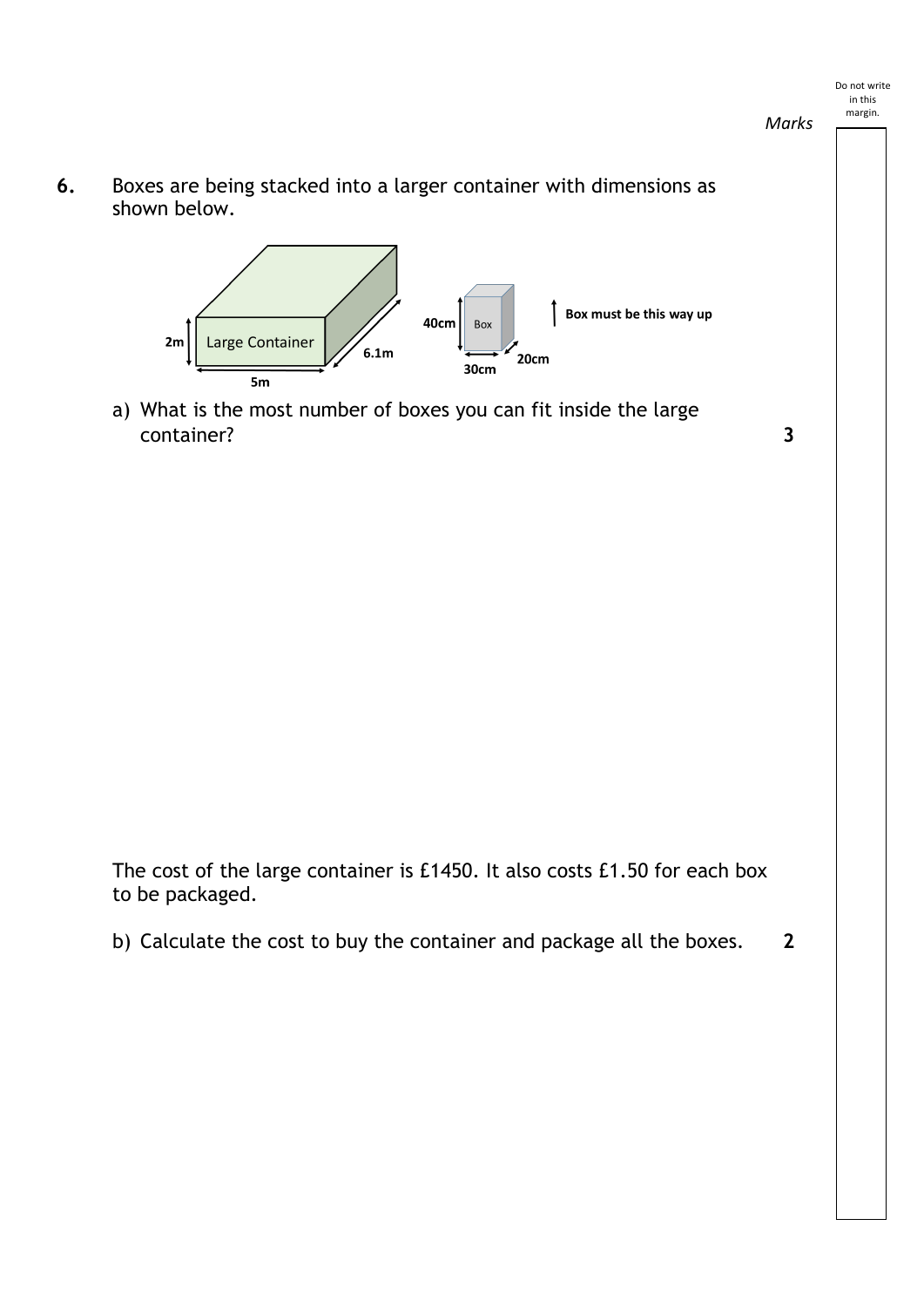*Marks*

**6.** Boxes are being stacked into a larger container with dimensions as shown below.

Large Container: 2m, 5m, 6.1m

Box: 40cm, 30cm, 20cm

Box must be this way up

a) What is the most number of boxes you can fit inside the large container? **3**

The cost of the large container is £1450. It also costs £1.50 for each box to be packaged.

b) Calculate the cost to buy the container and package all the boxes. **2**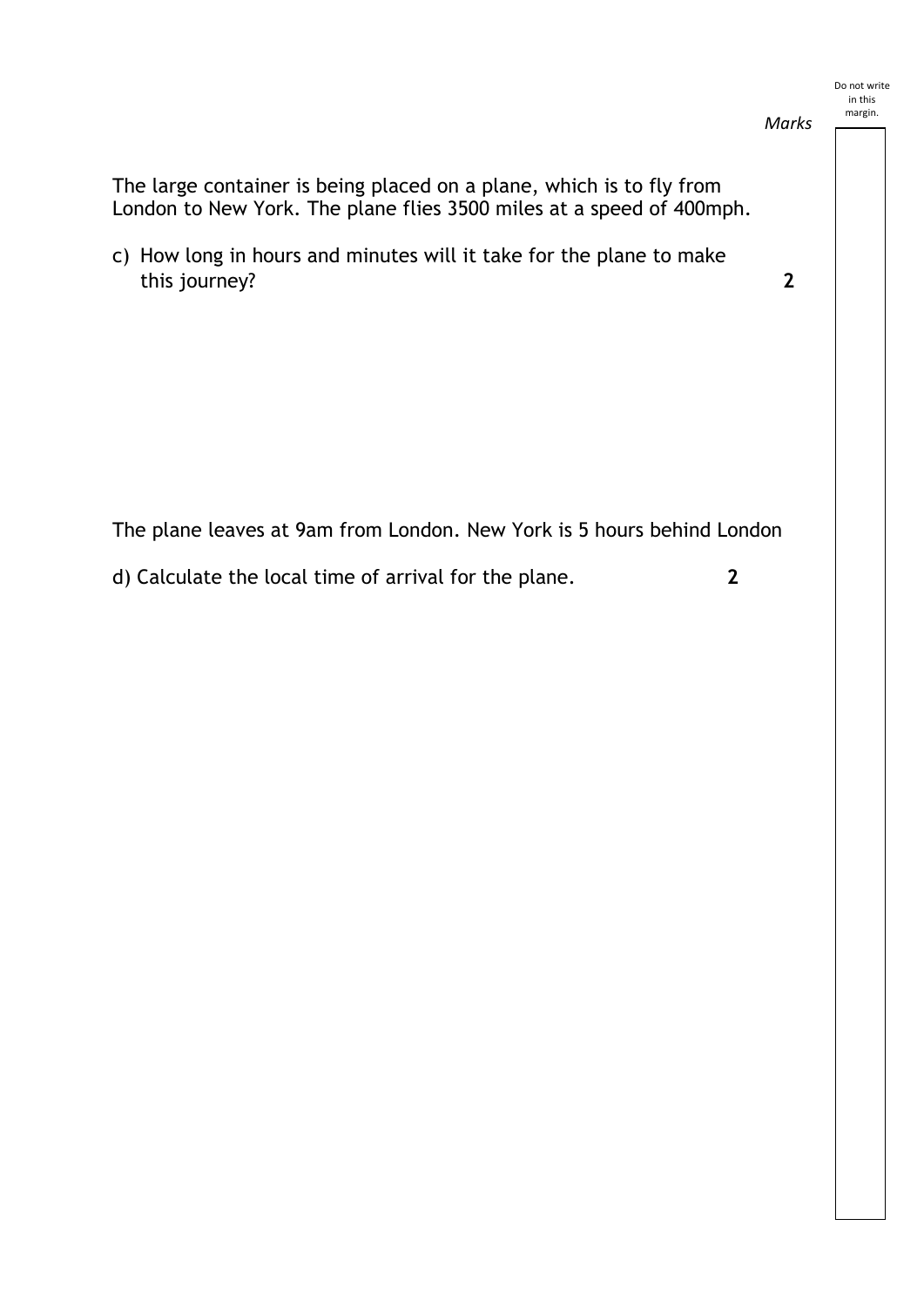*Marks*

The large container is being placed on a plane, which is to fly from London to New York. The plane flies 3500 miles at a speed of 400mph.

c) How long in hours and minutes will it take for the plane to make this journey? **2**

The plane leaves at 9am from London. New York is 5 hours behind London

d) Calculate the local time of arrival for the plane. **2**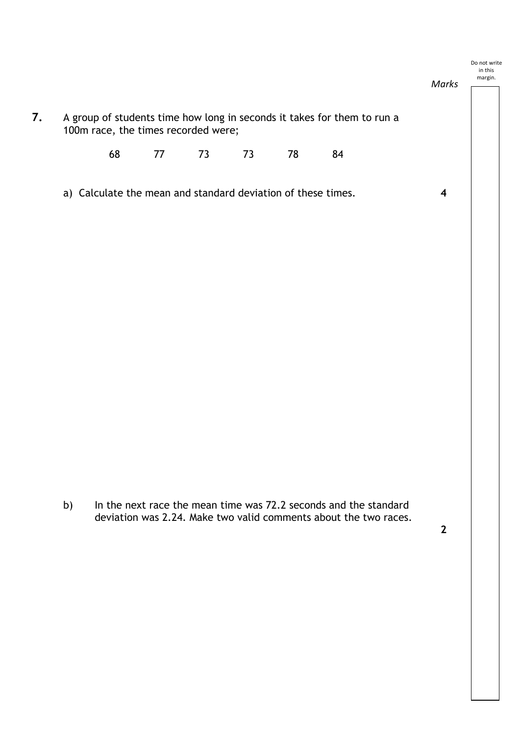**7.** A group of students time how long in seconds it takes for them to run a 100m race, the times recorded were;

68 77 73 73 78 84

a) Calculate the mean and standard deviation of these times. **4**

b) In the next race the mean time was 72.2 seconds and the standard deviation was 2.24. Make two valid comments about the two races. **2**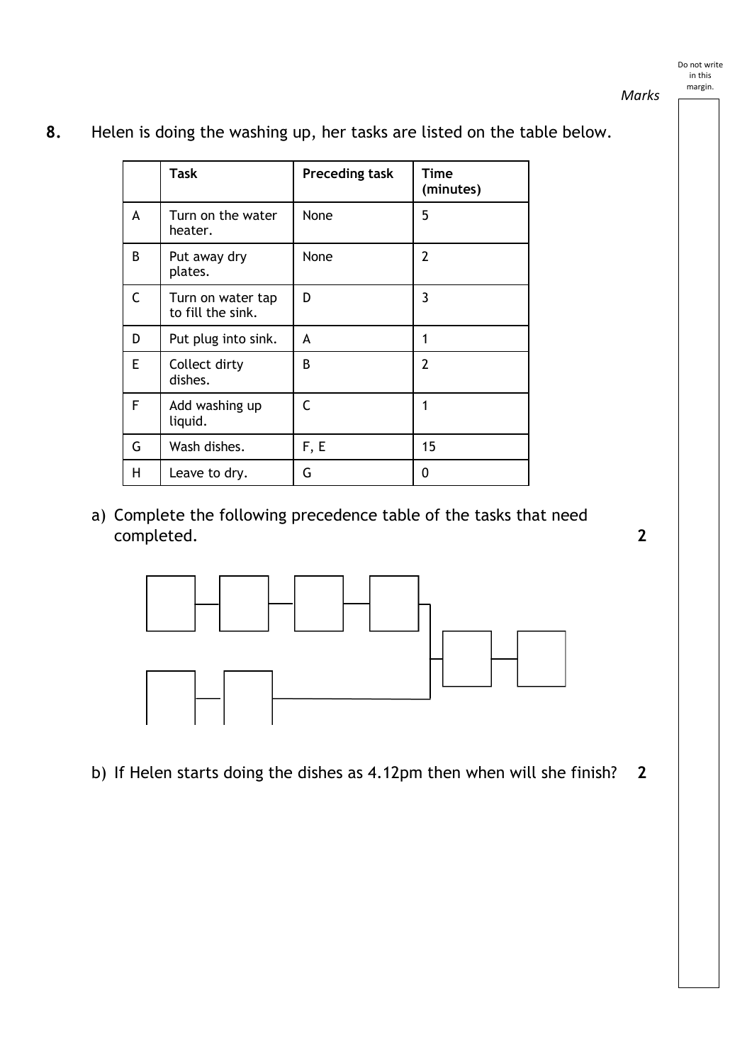*Marks*

**8.** Helen is doing the washing up, her tasks are listed on the table below.

| | Task | Preceding task | Time (minutes) |
|---|---|---|---|
| A | Turn on the water heater. | None | 5 |
| B | Put away dry plates. | None | 2 |
| C | Turn on water tap to fill the sink. | D | 3 |
| D | Put plug into sink. | A | 1 |
| E | Collect dirty dishes. | B | 2 |
| F | Add washing up liquid. | C | 1 |
| G | Wash dishes. | F, E | 15 |
| H | Leave to dry. | G | 0 |

a) Complete the following precedence table of the tasks that need completed. **2**

b) If Helen starts doing the dishes as 4.12pm then when will she finish? **2**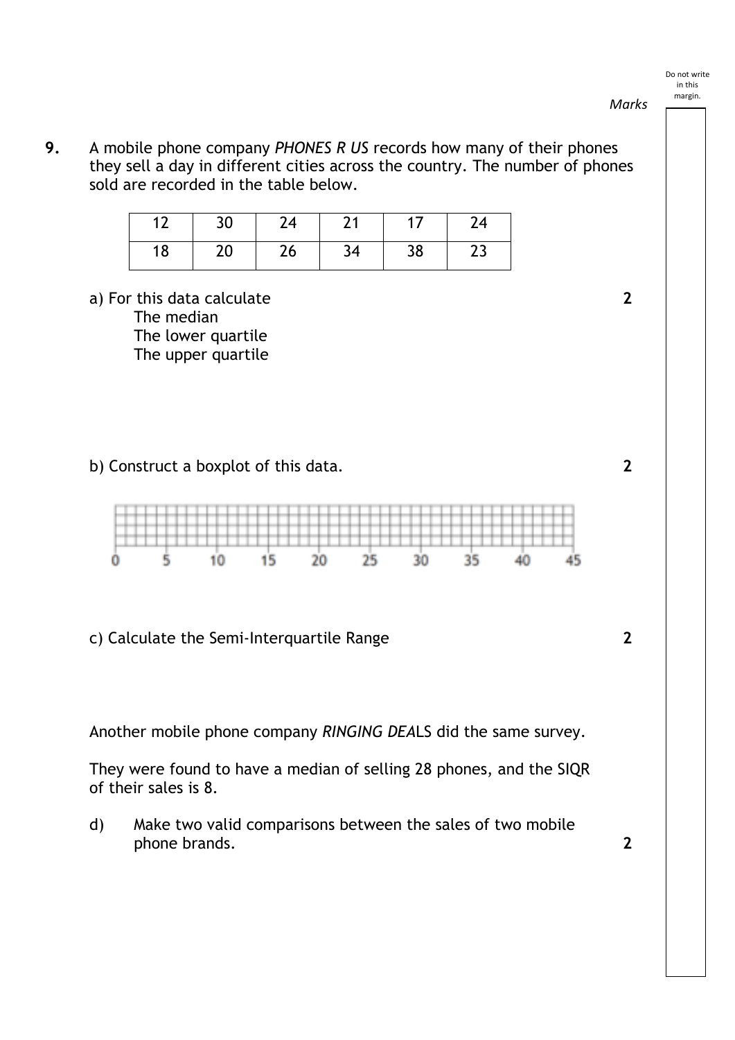Marks

**9.** A mobile phone company *PHONES R US* records how many of their phones they sell a day in different cities across the country. The number of phones sold are recorded in the table below.

| 12 | 30 | 24 | 21 | 17 | 24 |
|---|---|---|---|---|---|
| 18 | 20 | 26 | 34 | 38 | 23 |

a) For this data calculate **2**

The median

The lower quartile

The upper quartile

b) Construct a boxplot of this data. **2**

0 5 10 15 20 25 30 35 40 45

c) Calculate the Semi-Interquartile Range **2**

Another mobile phone company *RINGING DEA*LS did the same survey.

They were found to have a median of selling 28 phones, and the SIQR of their sales is 8.

d) Make two valid comparisons between the sales of two mobile phone brands. **2**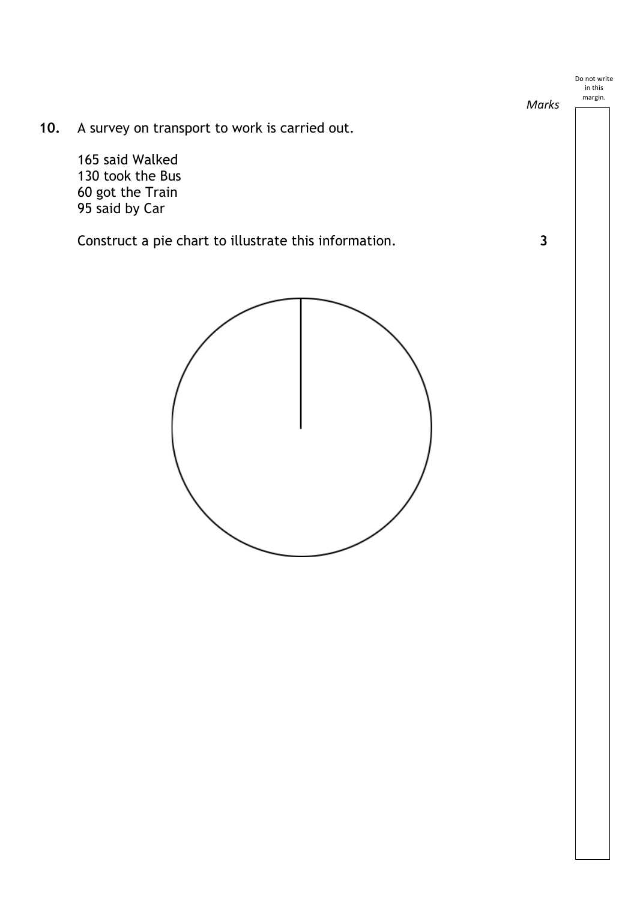*Marks*

**10.** A survey on transport to work is carried out.

165 said Walked
130 took the Bus
60 got the Train
95 said by Car

Construct a pie chart to illustrate this information. **3**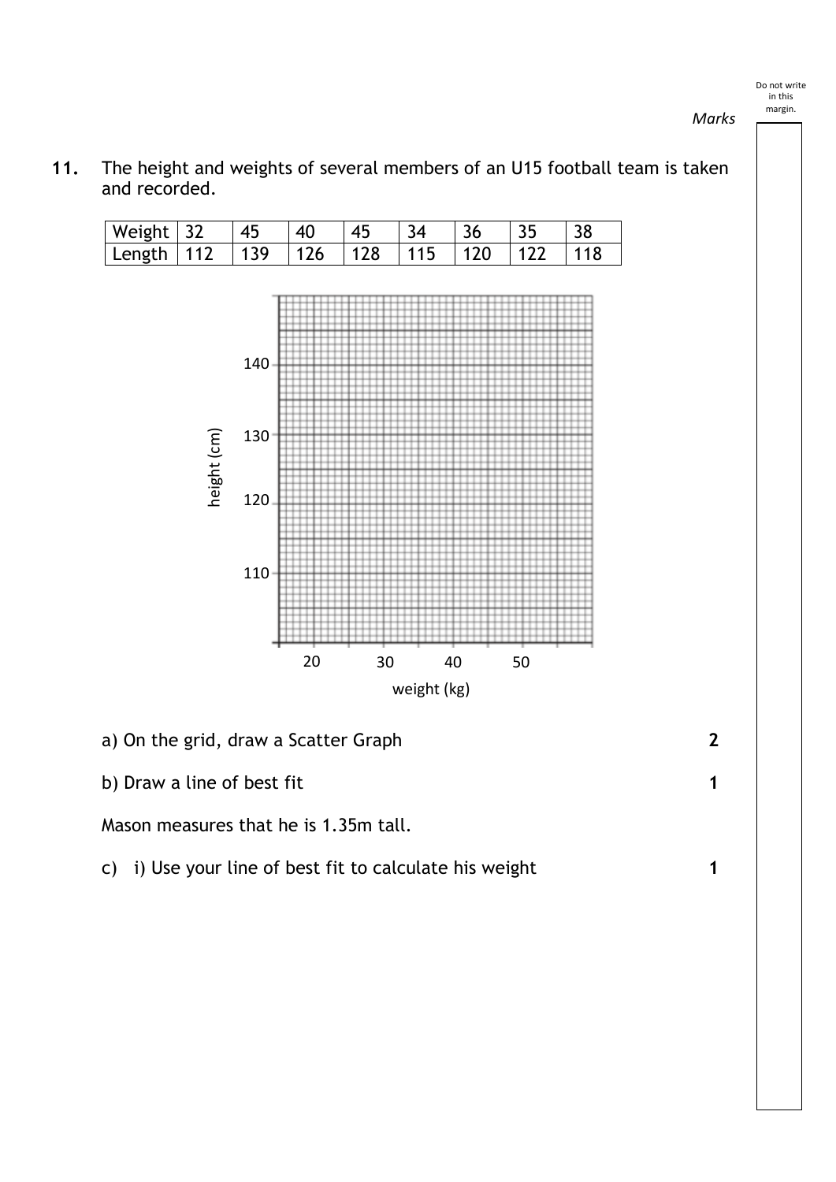*Marks*

**11.** The height and weights of several members of an U15 football team is taken and recorded.

| Weight | 32 | 45 | 40 | 45 | 34 | 36 | 35 | 38 |
|---|---|---|---|---|---|---|---|---|
| Length | 112 | 139 | 126 | 128 | 115 | 120 | 122 | 118 |

a) On the grid, draw a Scatter Graph **2**

b) Draw a line of best fit **1**

Mason measures that he is 1.35m tall.

c) i) Use your line of best fit to calculate his weight **1**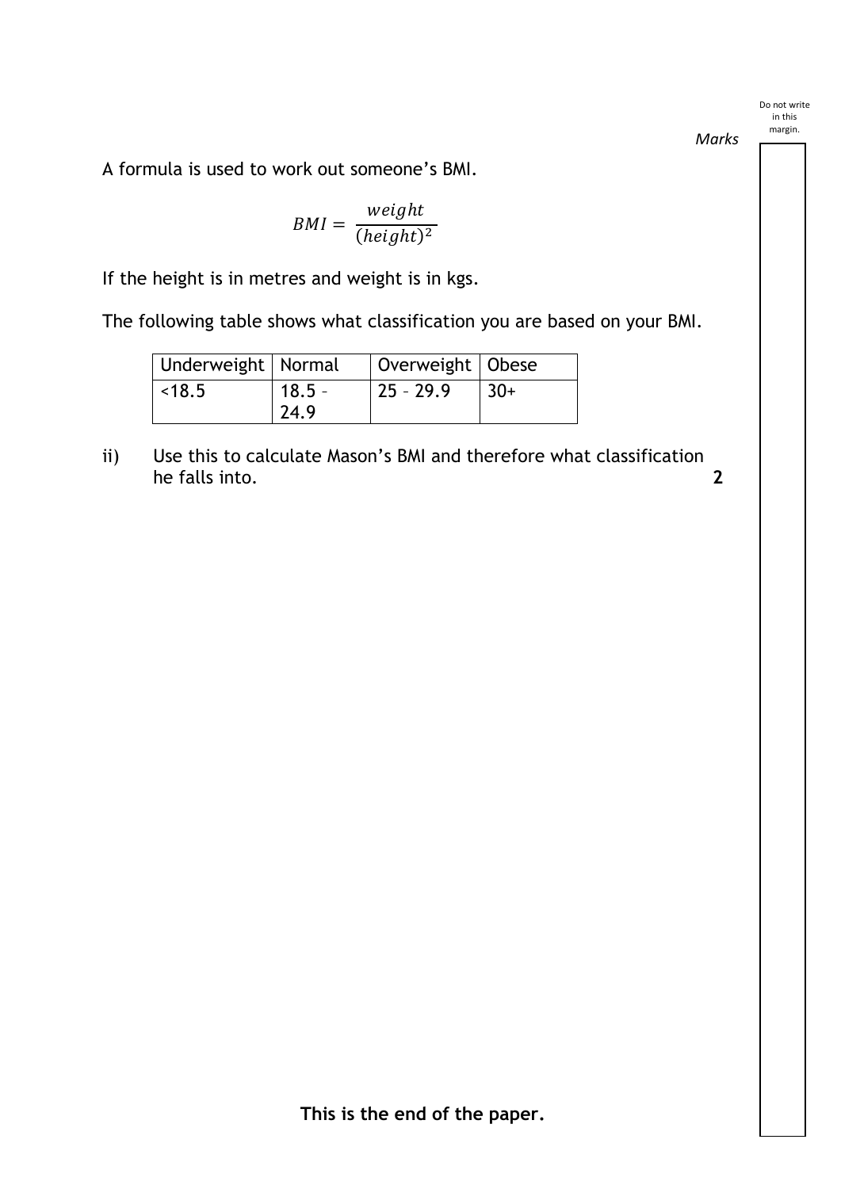*Marks*

A formula is used to work out someone's BMI.

$$BMI = \frac{weight}{(height)^2}$$

If the height is in metres and weight is in kgs.

The following table shows what classification you are based on your BMI.

| Underweight | Normal | Overweight | Obese |
|---|---|---|---|
| <18.5 | 18.5 – 24.9 | 25 – 29.9 | 30+ |

ii) Use this to calculate Mason's BMI and therefore what classification he falls into. **2**

**This is the end of the paper.**